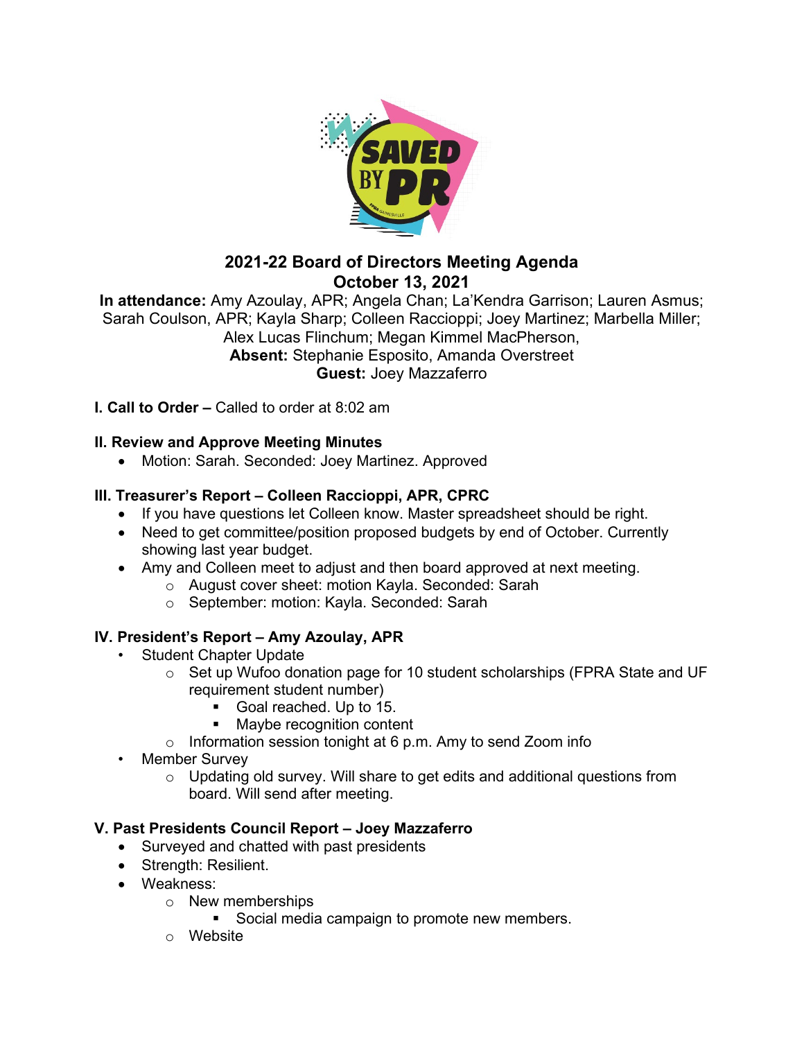# 2021-22 Board of Directors Meeting Agenda
## October 13, 2021

**In attendance:** Amy Azoulay, APR; Angela Chan; La'Kendra Garrison; Lauren Asmus; Sarah Coulson, APR; Kayla Sharp; Colleen Raccioppi; Joey Martinez; Marbella Miller; Alex Lucas Flinchum; Megan Kimmel MacPherson,
**Absent:** Stephanie Esposito, Amanda Overstreet
**Guest:** Joey Mazzaferro

**I. Call to Order –** Called to order at 8:02 am

**II. Review and Approve Meeting Minutes**

- Motion: Sarah. Seconded: Joey Martinez. Approved

**III. Treasurer's Report – Colleen Raccioppi, APR, CPRC**

- If you have questions let Colleen know. Master spreadsheet should be right.
- Need to get committee/position proposed budgets by end of October. Currently showing last year budget.
- Amy and Colleen meet to adjust and then board approved at next meeting.
  - August cover sheet: motion Kayla. Seconded: Sarah
  - September: motion: Kayla. Seconded: Sarah

**IV. President's Report – Amy Azoulay, APR**

- Student Chapter Update
  - Set up Wufoo donation page for 10 student scholarships (FPRA State and UF requirement student number)
    - Goal reached. Up to 15.
    - Maybe recognition content
  - Information session tonight at 6 p.m. Amy to send Zoom info
- Member Survey
  - Updating old survey. Will share to get edits and additional questions from board. Will send after meeting.

**V. Past Presidents Council Report – Joey Mazzaferro**

- Surveyed and chatted with past presidents
- Strength: Resilient.
- Weakness:
  - New memberships
    - Social media campaign to promote new members.
  - Website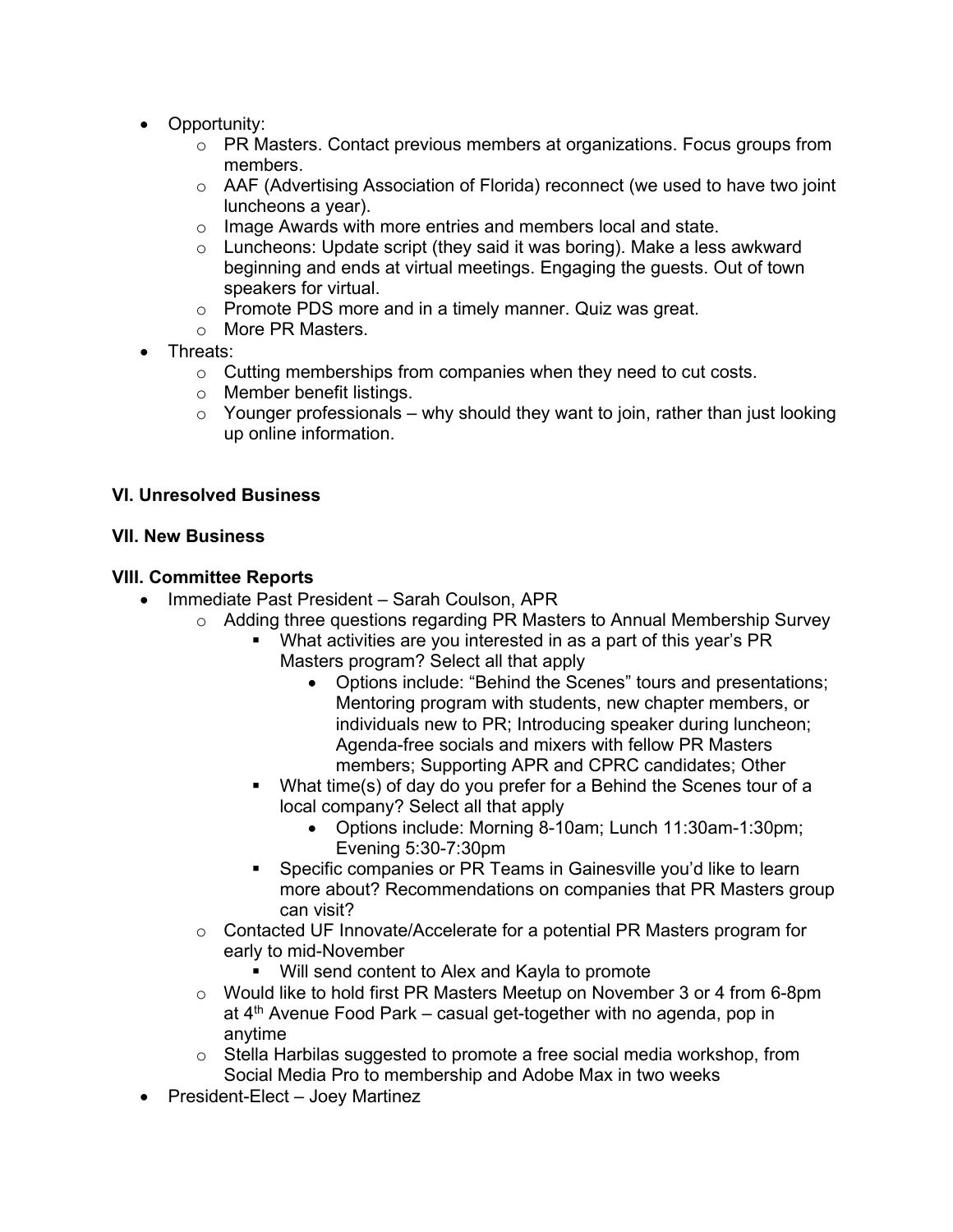- Opportunity:
    - PR Masters. Contact previous members at organizations. Focus groups from members.
    - AAF (Advertising Association of Florida) reconnect (we used to have two joint luncheons a year).
    - Image Awards with more entries and members local and state.
    - Luncheons: Update script (they said it was boring). Make a less awkward beginning and ends at virtual meetings. Engaging the guests. Out of town speakers for virtual.
    - Promote PDS more and in a timely manner. Quiz was great.
    - More PR Masters.
- Threats:
    - Cutting memberships from companies when they need to cut costs.
    - Member benefit listings.
    - Younger professionals – why should they want to join, rather than just looking up online information.

**VI. Unresolved Business**

**VII. New Business**

**VIII. Committee Reports**

- Immediate Past President – Sarah Coulson, APR
    - Adding three questions regarding PR Masters to Annual Membership Survey
        - What activities are you interested in as a part of this year's PR Masters program? Select all that apply
            - Options include: "Behind the Scenes" tours and presentations; Mentoring program with students, new chapter members, or individuals new to PR; Introducing speaker during luncheon; Agenda-free socials and mixers with fellow PR Masters members; Supporting APR and CPRC candidates; Other
        - What time(s) of day do you prefer for a Behind the Scenes tour of a local company? Select all that apply
            - Options include: Morning 8-10am; Lunch 11:30am-1:30pm; Evening 5:30-7:30pm
        - Specific companies or PR Teams in Gainesville you'd like to learn more about? Recommendations on companies that PR Masters group can visit?
    - Contacted UF Innovate/Accelerate for a potential PR Masters program for early to mid-November
        - Will send content to Alex and Kayla to promote
    - Would like to hold first PR Masters Meetup on November 3 or 4 from 6-8pm at 4th Avenue Food Park – casual get-together with no agenda, pop in anytime
    - Stella Harbilas suggested to promote a free social media workshop, from Social Media Pro to membership and Adobe Max in two weeks
- President-Elect – Joey Martinez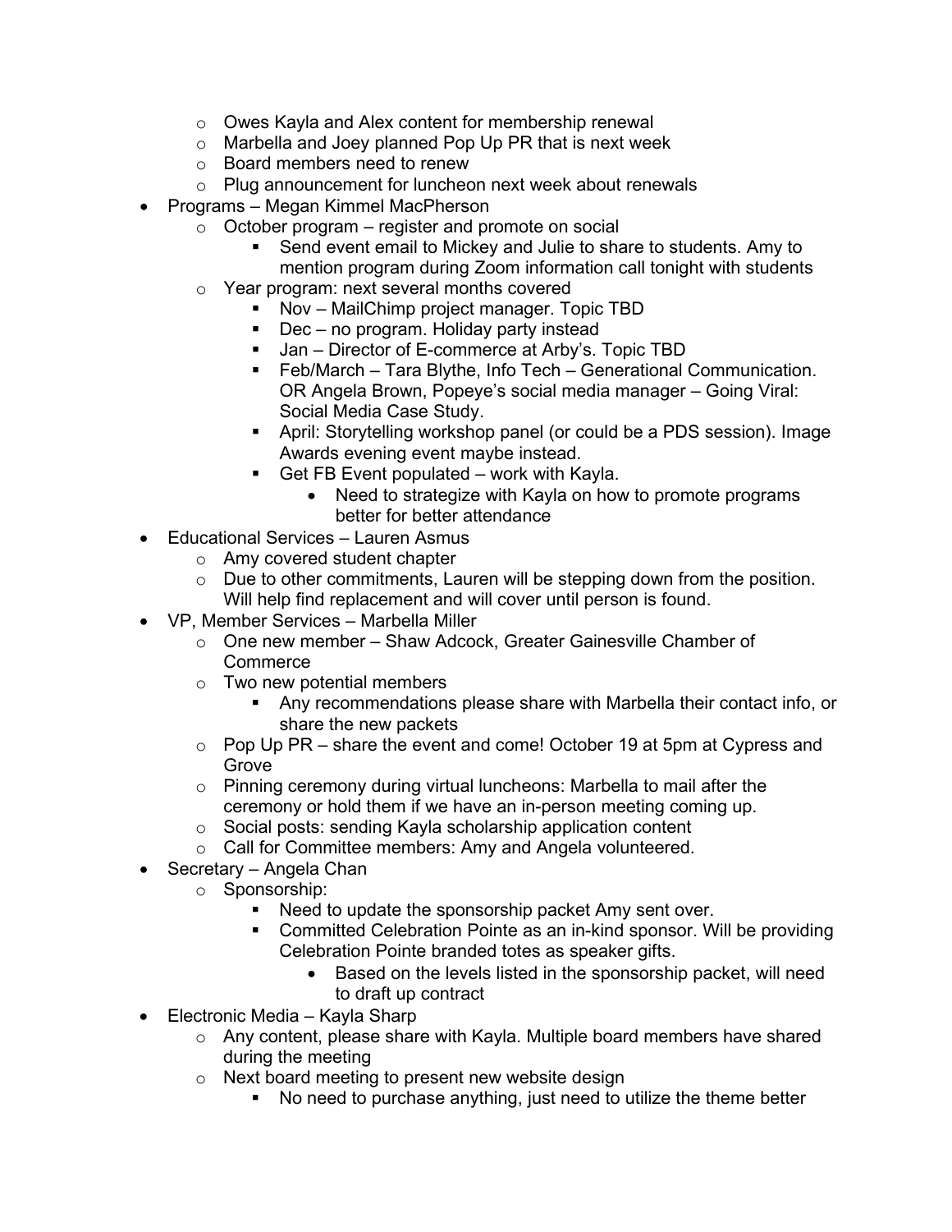- Owes Kayla and Alex content for membership renewal
  - Marbella and Joey planned Pop Up PR that is next week
  - Board members need to renew
  - Plug announcement for luncheon next week about renewals
- Programs – Megan Kimmel MacPherson
  - October program – register and promote on social
    - Send event email to Mickey and Julie to share to students. Amy to mention program during Zoom information call tonight with students
  - Year program: next several months covered
    - Nov – MailChimp project manager. Topic TBD
    - Dec – no program. Holiday party instead
    - Jan – Director of E-commerce at Arby's. Topic TBD
    - Feb/March – Tara Blythe, Info Tech – Generational Communication. OR Angela Brown, Popeye's social media manager – Going Viral: Social Media Case Study.
    - April: Storytelling workshop panel (or could be a PDS session). Image Awards evening event maybe instead.
    - Get FB Event populated – work with Kayla.
      - Need to strategize with Kayla on how to promote programs better for better attendance
- Educational Services – Lauren Asmus
  - Amy covered student chapter
  - Due to other commitments, Lauren will be stepping down from the position. Will help find replacement and will cover until person is found.
- VP, Member Services – Marbella Miller
  - One new member – Shaw Adcock, Greater Gainesville Chamber of Commerce
  - Two new potential members
    - Any recommendations please share with Marbella their contact info, or share the new packets
  - Pop Up PR – share the event and come! October 19 at 5pm at Cypress and Grove
  - Pinning ceremony during virtual luncheons: Marbella to mail after the ceremony or hold them if we have an in-person meeting coming up.
  - Social posts: sending Kayla scholarship application content
  - Call for Committee members: Amy and Angela volunteered.
- Secretary – Angela Chan
  - Sponsorship:
    - Need to update the sponsorship packet Amy sent over.
    - Committed Celebration Pointe as an in-kind sponsor. Will be providing Celebration Pointe branded totes as speaker gifts.
      - Based on the levels listed in the sponsorship packet, will need to draft up contract
- Electronic Media – Kayla Sharp
  - Any content, please share with Kayla. Multiple board members have shared during the meeting
  - Next board meeting to present new website design
    - No need to purchase anything, just need to utilize the theme better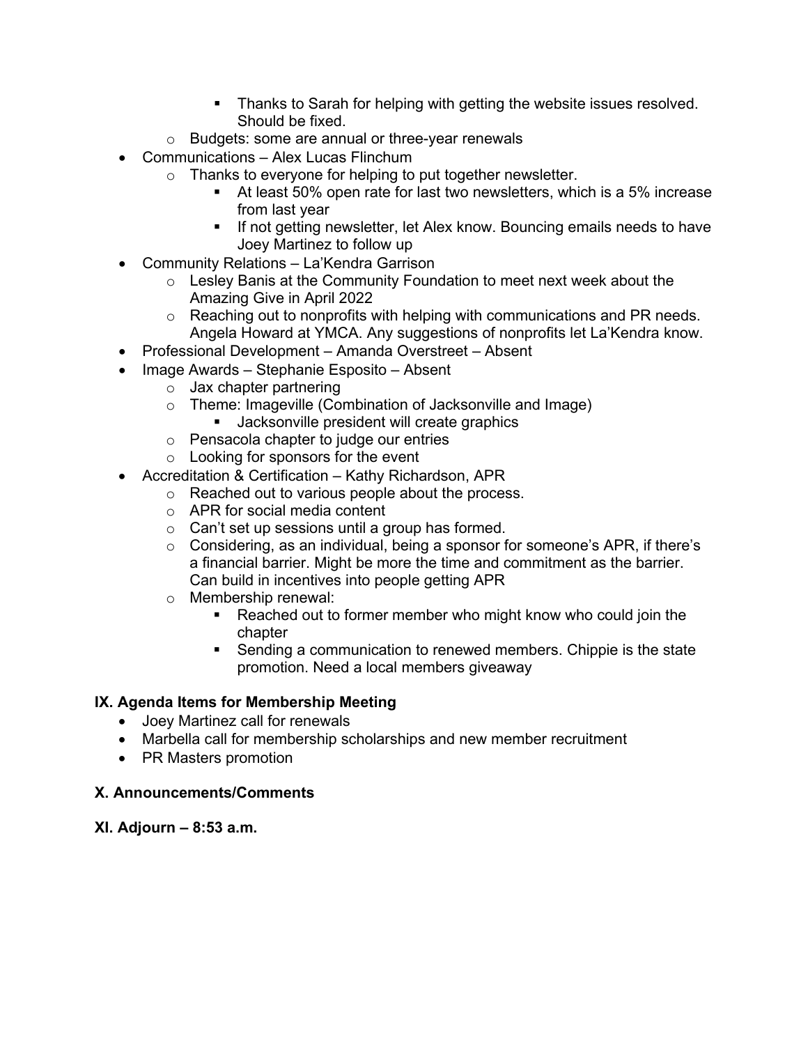- Thanks to Sarah for helping with getting the website issues resolved. Should be fixed.
  - Budgets: some are annual or three-year renewals
- Communications – Alex Lucas Flinchum
  - Thanks to everyone for helping to put together newsletter.
    - At least 50% open rate for last two newsletters, which is a 5% increase from last year
    - If not getting newsletter, let Alex know. Bouncing emails needs to have Joey Martinez to follow up
- Community Relations – La'Kendra Garrison
  - Lesley Banis at the Community Foundation to meet next week about the Amazing Give in April 2022
  - Reaching out to nonprofits with helping with communications and PR needs. Angela Howard at YMCA. Any suggestions of nonprofits let La'Kendra know.
- Professional Development – Amanda Overstreet – Absent
- Image Awards – Stephanie Esposito – Absent
  - Jax chapter partnering
  - Theme: Imageville (Combination of Jacksonville and Image)
    - Jacksonville president will create graphics
  - Pensacola chapter to judge our entries
  - Looking for sponsors for the event
- Accreditation & Certification – Kathy Richardson, APR
  - Reached out to various people about the process.
  - APR for social media content
  - Can't set up sessions until a group has formed.
  - Considering, as an individual, being a sponsor for someone's APR, if there's a financial barrier. Might be more the time and commitment as the barrier. Can build in incentives into people getting APR
  - Membership renewal:
    - Reached out to former member who might know who could join the chapter
    - Sending a communication to renewed members. Chippie is the state promotion. Need a local members giveaway

**IX. Agenda Items for Membership Meeting**

- Joey Martinez call for renewals
- Marbella call for membership scholarships and new member recruitment
- PR Masters promotion

**X. Announcements/Comments**

**XI. Adjourn – 8:53 a.m.**